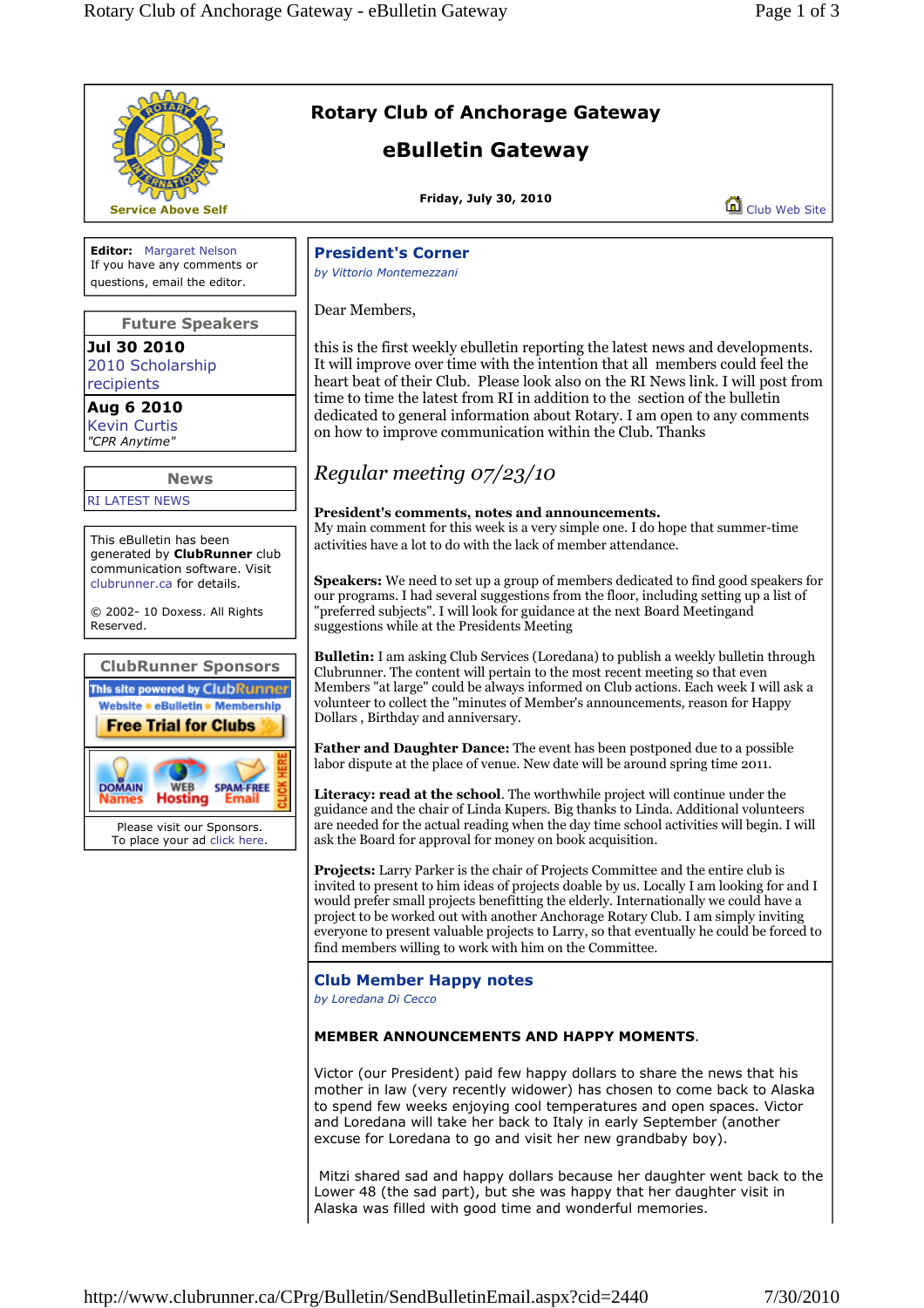# Rotary Club of Anchorage Gateway

## eBulletin Gateway

Service Above Self

**Friday, July 30, 2010**

Club Web Site

**Editor:** Margaret Nelson
If you have any comments or questions, email the editor.

### Future Speakers

**Jul 30 2010**
2010 Scholarship recipients

**Aug 6 2010**
Kevin Curtis
*"CPR Anytime"*

### News

RI LATEST NEWS

This eBulletin has been generated by **ClubRunner** club communication software. Visit clubrunner.ca for details.

© 2002- 10 Doxess. All Rights Reserved.

### ClubRunner Sponsors

This site powered by ClubRunner
Website • eBulletin • Membership
Free Trial for Clubs

DOMAIN Names | WEB Hosting | SPAM-FREE Email | CLICK HERE

Please visit our Sponsors.
To place your ad click here.

## President's Corner

*by Vittorio Montemezzani*

Dear Members,

this is the first weekly ebulletin reporting the latest news and developments. It will improve over time with the intention that all members could feel the heart beat of their Club. Please look also on the RI News link. I will post from time to time the latest from RI in addition to the section of the bulletin dedicated to general information about Rotary. I am open to any comments on how to improve communication within the Club. Thanks

### *Regular meeting 07/23/10*

**President's comments, notes and announcements.**
My main comment for this week is a very simple one. I do hope that summer-time activities have a lot to do with the lack of member attendance.

**Speakers:** We need to set up a group of members dedicated to find good speakers for our programs. I had several suggestions from the floor, including setting up a list of "preferred subjects". I will look for guidance at the next Board Meetingand suggestions while at the Presidents Meeting

**Bulletin:** I am asking Club Services (Loredana) to publish a weekly bulletin through Clubrunner. The content will pertain to the most recent meeting so that even Members "at large" could be always informed on Club actions. Each week I will ask a volunteer to collect the "minutes of Member's announcements, reason for Happy Dollars , Birthday and anniversary.

**Father and Daughter Dance:** The event has been postponed due to a possible labor dispute at the place of venue. New date will be around spring time 2011.

**Literacy: read at the school**. The worthwhile project will continue under the guidance and the chair of Linda Kupers. Big thanks to Linda. Additional volunteers are needed for the actual reading when the day time school activities will begin. I will ask the Board for approval for money on book acquisition.

**Projects:** Larry Parker is the chair of Projects Committee and the entire club is invited to present to him ideas of projects doable by us. Locally I am looking for and I would prefer small projects benefitting the elderly. Internationally we could have a project to be worked out with another Anchorage Rotary Club. I am simply inviting everyone to present valuable projects to Larry, so that eventually he could be forced to find members willing to work with him on the Committee.

## Club Member Happy notes

*by Loredana Di Cecco*

**MEMBER ANNOUNCEMENTS AND HAPPY MOMENTS**.

Victor (our President) paid few happy dollars to share the news that his mother in law (very recently widower) has chosen to come back to Alaska to spend few weeks enjoying cool temperatures and open spaces. Victor and Loredana will take her back to Italy in early September (another excuse for Loredana to go and visit her new grandbaby boy).

Mitzi shared sad and happy dollars because her daughter went back to the Lower 48 (the sad part), but she was happy that her daughter visit in Alaska was filled with good time and wonderful memories.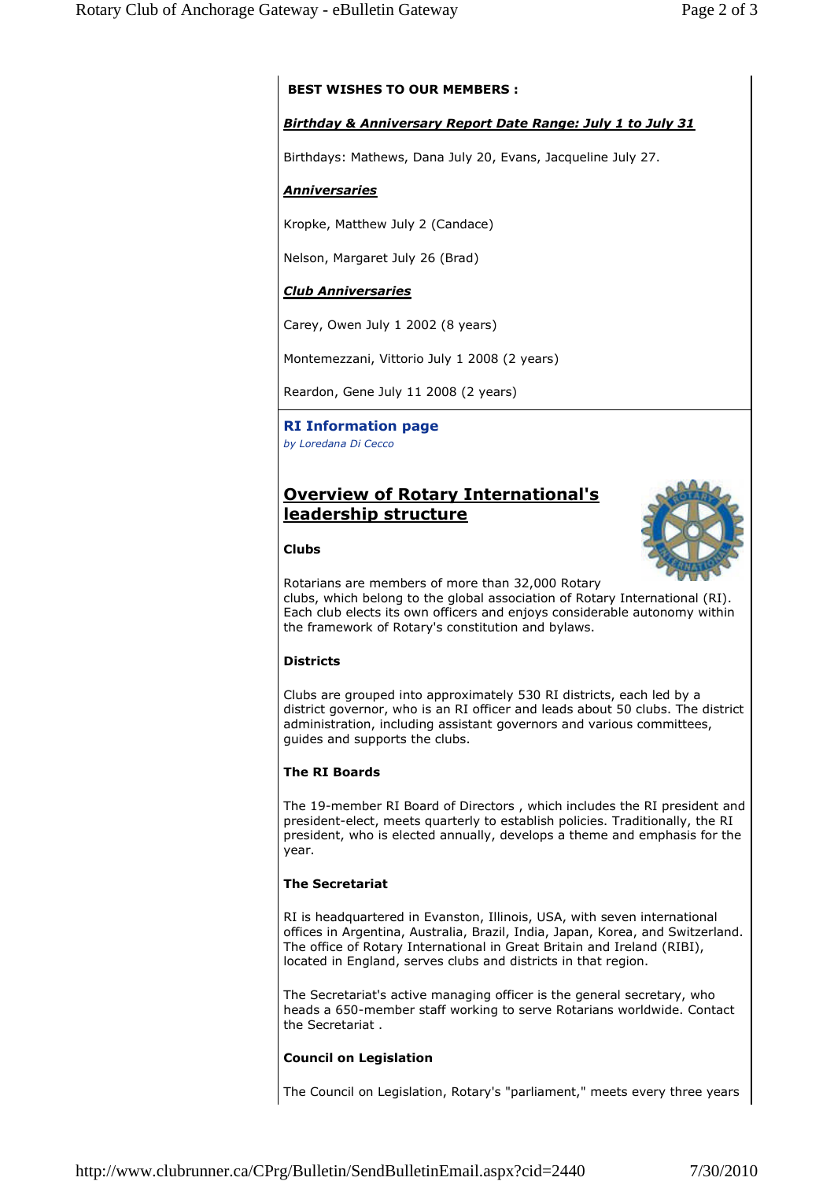**BEST WISHES TO OUR MEMBERS :**

***Birthday & Anniversary Report Date Range: July 1 to July 31***

Birthdays: Mathews, Dana July 20, Evans, Jacqueline July 27.

***Anniversaries***

Kropke, Matthew July 2 (Candace)

Nelson, Margaret July 26 (Brad)

***Club Anniversaries***

Carey, Owen July 1 2002 (8 years)

Montemezzani, Vittorio July 1 2008 (2 years)

Reardon, Gene July 11 2008 (2 years)

## RI Information page

*by Loredana Di Cecco*

## Overview of Rotary International's leadership structure

**Clubs**

Rotarians are members of more than 32,000 Rotary clubs, which belong to the global association of Rotary International (RI). Each club elects its own officers and enjoys considerable autonomy within the framework of Rotary's constitution and bylaws.

**Districts**

Clubs are grouped into approximately 530 RI districts, each led by a district governor, who is an RI officer and leads about 50 clubs. The district administration, including assistant governors and various committees, guides and supports the clubs.

**The RI Boards**

The 19-member RI Board of Directors , which includes the RI president and president-elect, meets quarterly to establish policies. Traditionally, the RI president, who is elected annually, develops a theme and emphasis for the year.

**The Secretariat**

RI is headquartered in Evanston, Illinois, USA, with seven international offices in Argentina, Australia, Brazil, India, Japan, Korea, and Switzerland. The office of Rotary International in Great Britain and Ireland (RIBI), located in England, serves clubs and districts in that region.

The Secretariat's active managing officer is the general secretary, who heads a 650-member staff working to serve Rotarians worldwide. Contact the Secretariat .

**Council on Legislation**

The Council on Legislation, Rotary's "parliament," meets every three years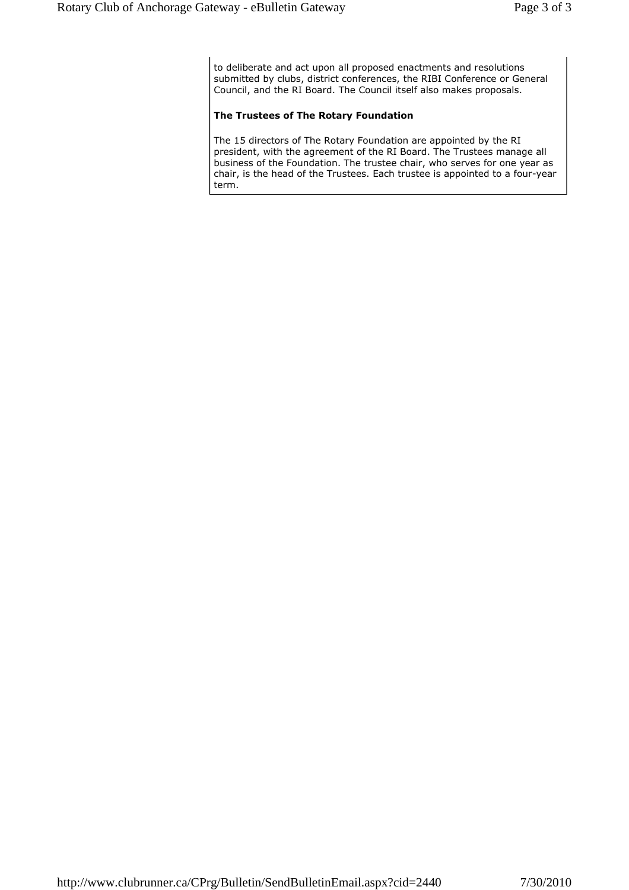to deliberate and act upon all proposed enactments and resolutions submitted by clubs, district conferences, the RIBI Conference or General Council, and the RI Board. The Council itself also makes proposals.

**The Trustees of The Rotary Foundation**

The 15 directors of The Rotary Foundation are appointed by the RI president, with the agreement of the RI Board. The Trustees manage all business of the Foundation. The trustee chair, who serves for one year as chair, is the head of the Trustees. Each trustee is appointed to a four-year term.